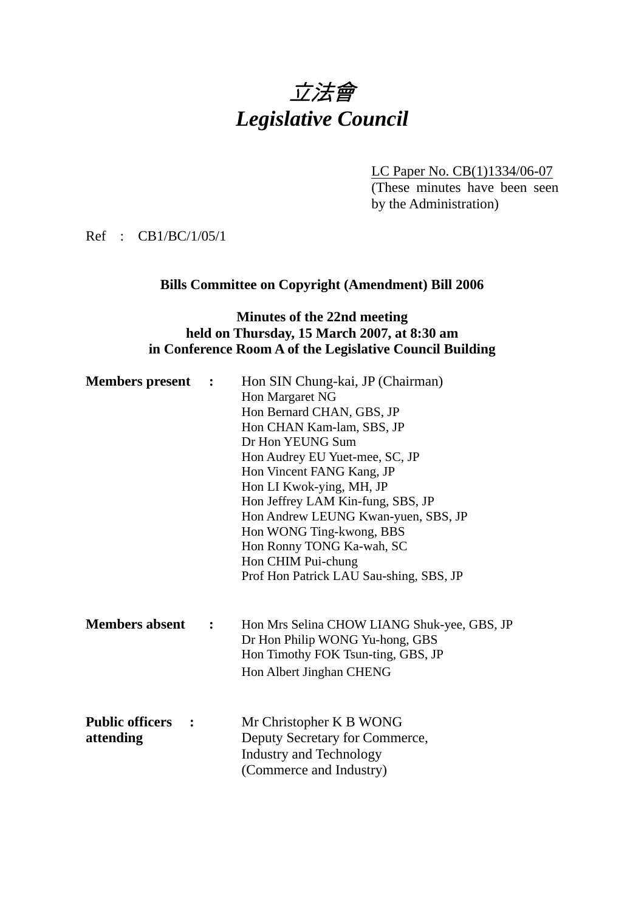# *立法會*
# *Legislative Council*

LC Paper No. CB(1)1334/06-07
(These minutes have been seen by the Administration)

Ref : CB1/BC/1/05/1

**Bills Committee on Copyright (Amendment) Bill 2006**

**Minutes of the 22nd meeting**
**held on Thursday, 15 March 2007, at 8:30 am**
**in Conference Room A of the Legislative Council Building**

**Members present :**

Hon SIN Chung-kai, JP (Chairman)
Hon Margaret NG
Hon Bernard CHAN, GBS, JP
Hon CHAN Kam-lam, SBS, JP
Dr Hon YEUNG Sum
Hon Audrey EU Yuet-mee, SC, JP
Hon Vincent FANG Kang, JP
Hon LI Kwok-ying, MH, JP
Hon Jeffrey LAM Kin-fung, SBS, JP
Hon Andrew LEUNG Kwan-yuen, SBS, JP
Hon WONG Ting-kwong, BBS
Hon Ronny TONG Ka-wah, SC
Hon CHIM Pui-chung
Prof Hon Patrick LAU Sau-shing, SBS, JP

**Members absent :**

Hon Mrs Selina CHOW LIANG Shuk-yee, GBS, JP
Dr Hon Philip WONG Yu-hong, GBS
Hon Timothy FOK Tsun-ting, GBS, JP
Hon Albert Jinghan CHENG

**Public officers attending :**

Mr Christopher K B WONG
Deputy Secretary for Commerce, Industry and Technology (Commerce and Industry)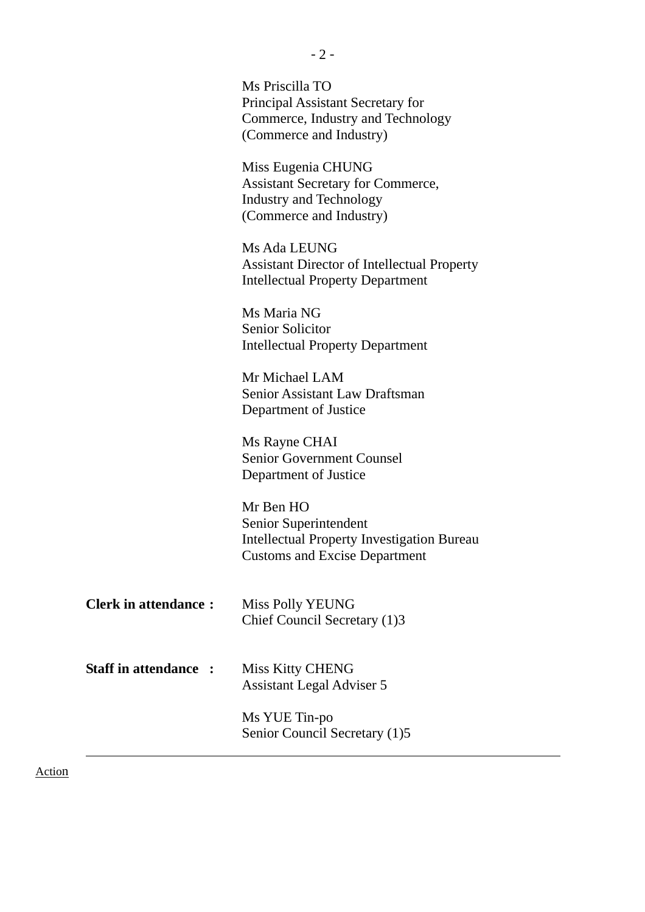Ms Priscilla TO
Principal Assistant Secretary for Commerce, Industry and Technology (Commerce and Industry)

Miss Eugenia CHUNG
Assistant Secretary for Commerce, Industry and Technology (Commerce and Industry)

Ms Ada LEUNG
Assistant Director of Intellectual Property
Intellectual Property Department

Ms Maria NG
Senior Solicitor
Intellectual Property Department

Mr Michael LAM
Senior Assistant Law Draftsman
Department of Justice

Ms Rayne CHAI
Senior Government Counsel
Department of Justice

Mr Ben HO
Senior Superintendent
Intellectual Property Investigation Bureau
Customs and Excise Department

**Clerk in attendance :** Miss Polly YEUNG
Chief Council Secretary (1)3

**Staff in attendance :** Miss Kitty CHENG
Assistant Legal Adviser 5

Ms YUE Tin-po
Senior Council Secretary (1)5

---

Action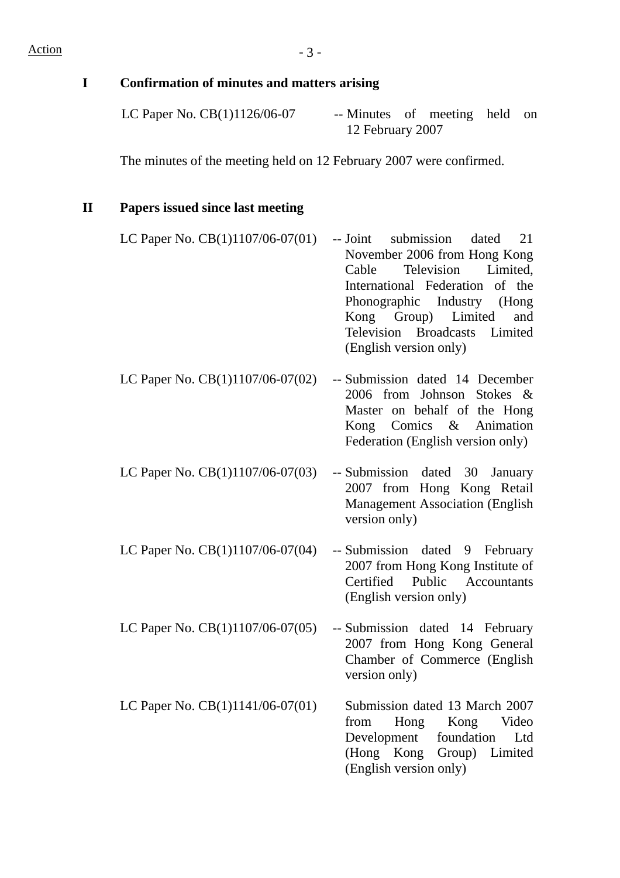Action

## I Confirmation of minutes and matters arising

LC Paper No. CB(1)1126/06-07 -- Minutes of meeting held on 12 February 2007

The minutes of the meeting held on 12 February 2007 were confirmed.

## II Papers issued since last meeting

LC Paper No. CB(1)1107/06-07(01) -- Joint submission dated 21 November 2006 from Hong Kong Cable Television Limited, International Federation of the Phonographic Industry (Hong Kong Group) Limited and Television Broadcasts Limited (English version only)

LC Paper No. CB(1)1107/06-07(02) -- Submission dated 14 December 2006 from Johnson Stokes & Master on behalf of the Hong Kong Comics & Animation Federation (English version only)

LC Paper No. CB(1)1107/06-07(03) -- Submission dated 30 January 2007 from Hong Kong Retail Management Association (English version only)

LC Paper No. CB(1)1107/06-07(04) -- Submission dated 9 February 2007 from Hong Kong Institute of Certified Public Accountants (English version only)

LC Paper No. CB(1)1107/06-07(05) -- Submission dated 14 February 2007 from Hong Kong General Chamber of Commerce (English version only)

LC Paper No. CB(1)1141/06-07(01) Submission dated 13 March 2007 from Hong Kong Video Development foundation Ltd (Hong Kong Group) Limited (English version only)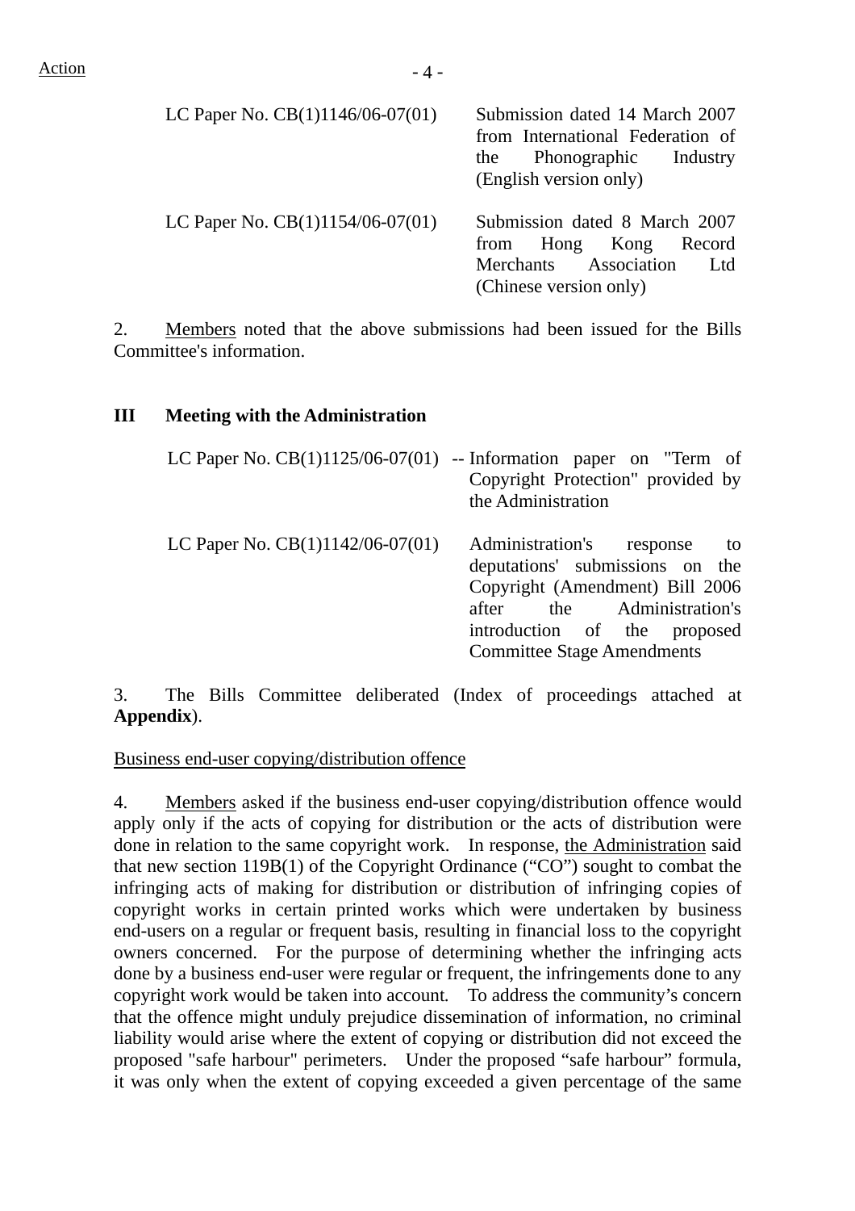| | |
|---|---|
| LC Paper No. CB(1)1146/06-07(01) | Submission dated 14 March 2007 from International Federation of the Phonographic Industry (English version only) |
| LC Paper No. CB(1)1154/06-07(01) | Submission dated 8 March 2007 from Hong Kong Record Merchants Association Ltd (Chinese version only) |

2. Members noted that the above submissions had been issued for the Bills Committee's information.

**III Meeting with the Administration**

| | |
|---|---|
| LC Paper No. CB(1)1125/06-07(01) | -- Information paper on "Term of Copyright Protection" provided by the Administration |
| LC Paper No. CB(1)1142/06-07(01) | Administration's response to deputations' submissions on the Copyright (Amendment) Bill 2006 after the Administration's introduction of the proposed Committee Stage Amendments |

3. The Bills Committee deliberated (Index of proceedings attached at **Appendix**).

Business end-user copying/distribution offence

4. Members asked if the business end-user copying/distribution offence would apply only if the acts of copying for distribution or the acts of distribution were done in relation to the same copyright work. In response, the Administration said that new section 119B(1) of the Copyright Ordinance ("CO") sought to combat the infringing acts of making for distribution or distribution of infringing copies of copyright works in certain printed works which were undertaken by business end-users on a regular or frequent basis, resulting in financial loss to the copyright owners concerned. For the purpose of determining whether the infringing acts done by a business end-user were regular or frequent, the infringements done to any copyright work would be taken into account. To address the community's concern that the offence might unduly prejudice dissemination of information, no criminal liability would arise where the extent of copying or distribution did not exceed the proposed "safe harbour" perimeters. Under the proposed "safe harbour" formula, it was only when the extent of copying exceeded a given percentage of the same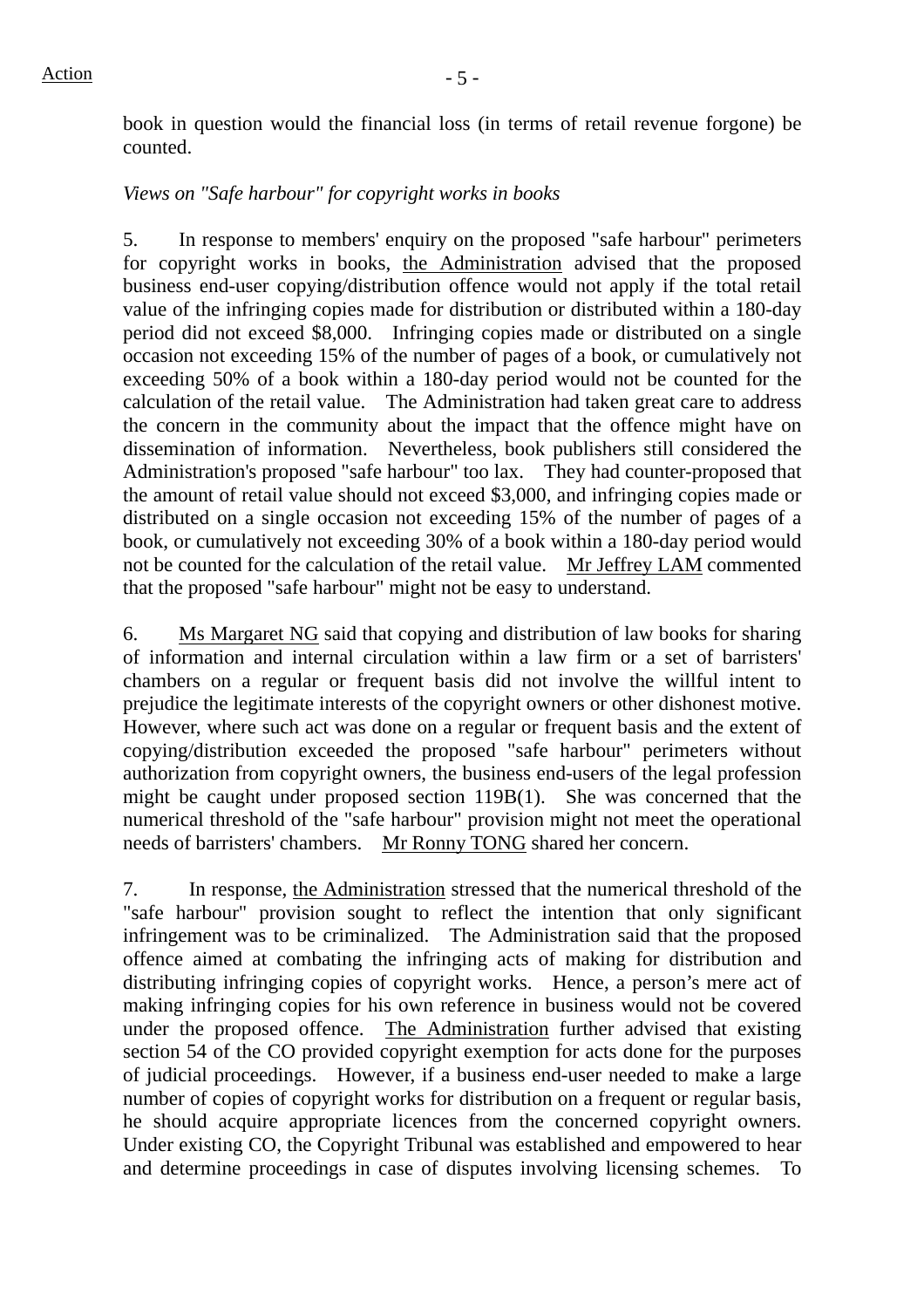book in question would the financial loss (in terms of retail revenue forgone) be counted.

*Views on "Safe harbour" for copyright works in books*

5. In response to members' enquiry on the proposed "safe harbour" perimeters for copyright works in books, the Administration advised that the proposed business end-user copying/distribution offence would not apply if the total retail value of the infringing copies made for distribution or distributed within a 180-day period did not exceed $8,000. Infringing copies made or distributed on a single occasion not exceeding 15% of the number of pages of a book, or cumulatively not exceeding 50% of a book within a 180-day period would not be counted for the calculation of the retail value. The Administration had taken great care to address the concern in the community about the impact that the offence might have on dissemination of information. Nevertheless, book publishers still considered the Administration's proposed "safe harbour" too lax. They had counter-proposed that the amount of retail value should not exceed $3,000, and infringing copies made or distributed on a single occasion not exceeding 15% of the number of pages of a book, or cumulatively not exceeding 30% of a book within a 180-day period would not be counted for the calculation of the retail value. Mr Jeffrey LAM commented that the proposed "safe harbour" might not be easy to understand.

6. Ms Margaret NG said that copying and distribution of law books for sharing of information and internal circulation within a law firm or a set of barristers' chambers on a regular or frequent basis did not involve the willful intent to prejudice the legitimate interests of the copyright owners or other dishonest motive. However, where such act was done on a regular or frequent basis and the extent of copying/distribution exceeded the proposed "safe harbour" perimeters without authorization from copyright owners, the business end-users of the legal profession might be caught under proposed section 119B(1). She was concerned that the numerical threshold of the "safe harbour" provision might not meet the operational needs of barristers' chambers. Mr Ronny TONG shared her concern.

7. In response, the Administration stressed that the numerical threshold of the "safe harbour" provision sought to reflect the intention that only significant infringement was to be criminalized. The Administration said that the proposed offence aimed at combating the infringing acts of making for distribution and distributing infringing copies of copyright works. Hence, a person's mere act of making infringing copies for his own reference in business would not be covered under the proposed offence. The Administration further advised that existing section 54 of the CO provided copyright exemption for acts done for the purposes of judicial proceedings. However, if a business end-user needed to make a large number of copies of copyright works for distribution on a frequent or regular basis, he should acquire appropriate licences from the concerned copyright owners. Under existing CO, the Copyright Tribunal was established and empowered to hear and determine proceedings in case of disputes involving licensing schemes. To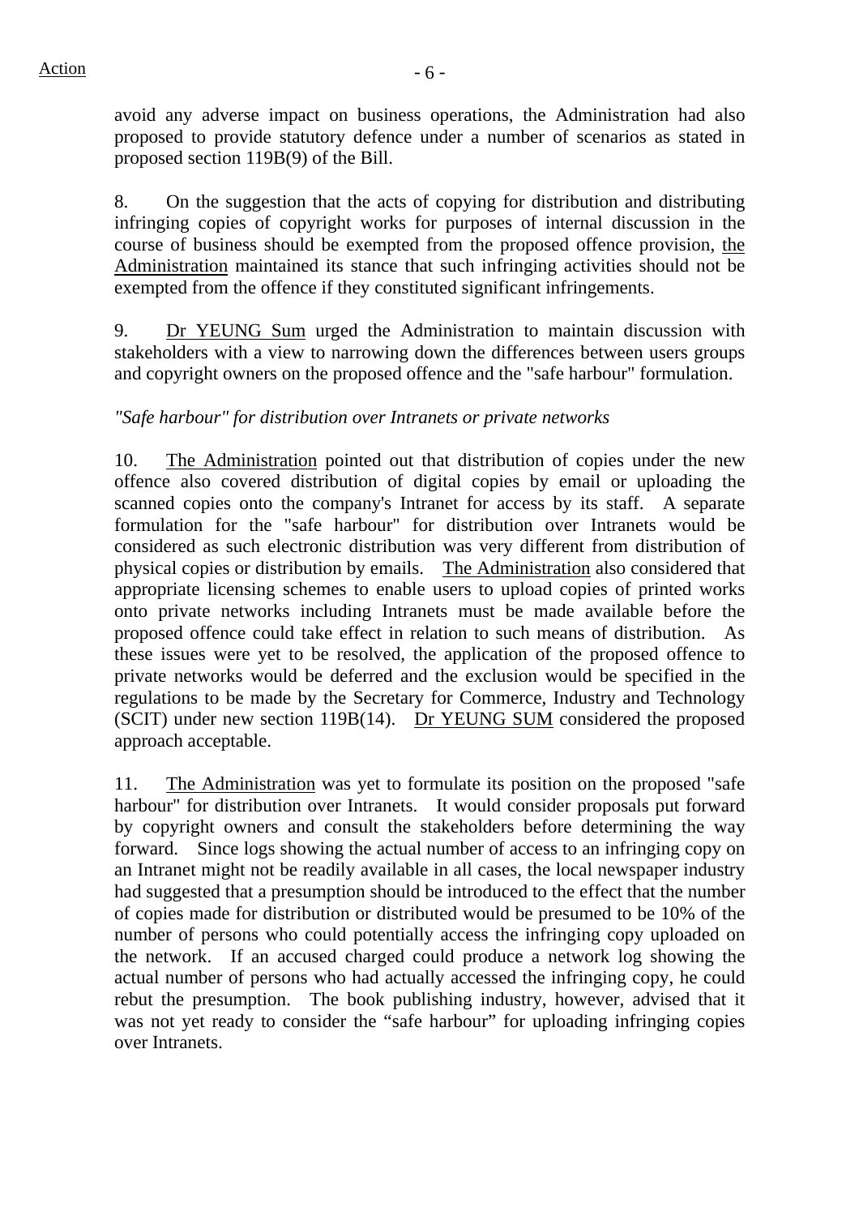avoid any adverse impact on business operations, the Administration had also proposed to provide statutory defence under a number of scenarios as stated in proposed section 119B(9) of the Bill.

8. On the suggestion that the acts of copying for distribution and distributing infringing copies of copyright works for purposes of internal discussion in the course of business should be exempted from the proposed offence provision, the Administration maintained its stance that such infringing activities should not be exempted from the offence if they constituted significant infringements.

9. Dr YEUNG Sum urged the Administration to maintain discussion with stakeholders with a view to narrowing down the differences between users groups and copyright owners on the proposed offence and the "safe harbour" formulation.

*"Safe harbour" for distribution over Intranets or private networks*

10. The Administration pointed out that distribution of copies under the new offence also covered distribution of digital copies by email or uploading the scanned copies onto the company's Intranet for access by its staff. A separate formulation for the "safe harbour" for distribution over Intranets would be considered as such electronic distribution was very different from distribution of physical copies or distribution by emails. The Administration also considered that appropriate licensing schemes to enable users to upload copies of printed works onto private networks including Intranets must be made available before the proposed offence could take effect in relation to such means of distribution. As these issues were yet to be resolved, the application of the proposed offence to private networks would be deferred and the exclusion would be specified in the regulations to be made by the Secretary for Commerce, Industry and Technology (SCIT) under new section 119B(14). Dr YEUNG SUM considered the proposed approach acceptable.

11. The Administration was yet to formulate its position on the proposed "safe harbour" for distribution over Intranets. It would consider proposals put forward by copyright owners and consult the stakeholders before determining the way forward. Since logs showing the actual number of access to an infringing copy on an Intranet might not be readily available in all cases, the local newspaper industry had suggested that a presumption should be introduced to the effect that the number of copies made for distribution or distributed would be presumed to be 10% of the number of persons who could potentially access the infringing copy uploaded on the network. If an accused charged could produce a network log showing the actual number of persons who had actually accessed the infringing copy, he could rebut the presumption. The book publishing industry, however, advised that it was not yet ready to consider the "safe harbour" for uploading infringing copies over Intranets.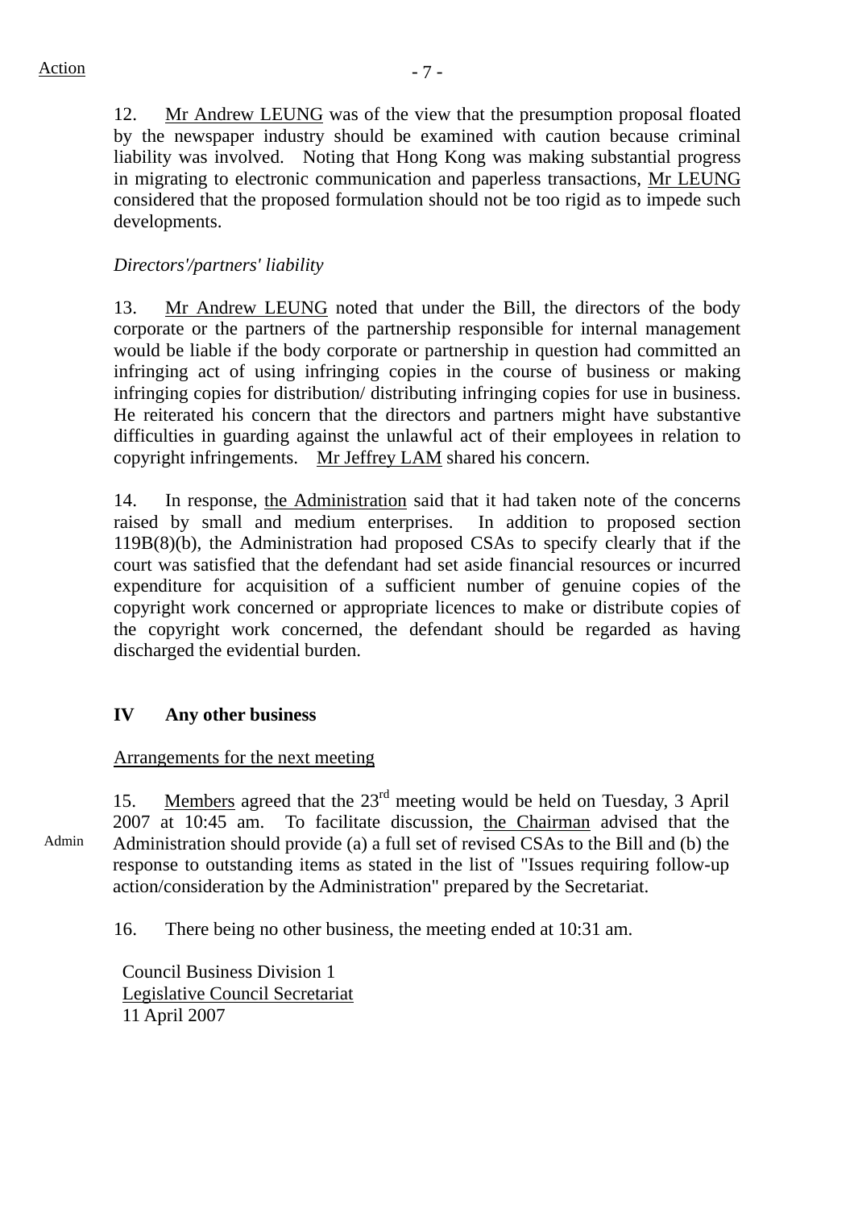12. Mr Andrew LEUNG was of the view that the presumption proposal floated by the newspaper industry should be examined with caution because criminal liability was involved. Noting that Hong Kong was making substantial progress in migrating to electronic communication and paperless transactions, Mr LEUNG considered that the proposed formulation should not be too rigid as to impede such developments.

*Directors'/partners' liability*

13. Mr Andrew LEUNG noted that under the Bill, the directors of the body corporate or the partners of the partnership responsible for internal management would be liable if the body corporate or partnership in question had committed an infringing act of using infringing copies in the course of business or making infringing copies for distribution/ distributing infringing copies for use in business. He reiterated his concern that the directors and partners might have substantive difficulties in guarding against the unlawful act of their employees in relation to copyright infringements. Mr Jeffrey LAM shared his concern.

14. In response, the Administration said that it had taken note of the concerns raised by small and medium enterprises. In addition to proposed section 119B(8)(b), the Administration had proposed CSAs to specify clearly that if the court was satisfied that the defendant had set aside financial resources or incurred expenditure for acquisition of a sufficient number of genuine copies of the copyright work concerned or appropriate licences to make or distribute copies of the copyright work concerned, the defendant should be regarded as having discharged the evidential burden.

**IV Any other business**

Arrangements for the next meeting

15. Members agreed that the 23rd meeting would be held on Tuesday, 3 April 2007 at 10:45 am. To facilitate discussion, the Chairman advised that the Administration should provide (a) a full set of revised CSAs to the Bill and (b) the response to outstanding items as stated in the list of "Issues requiring follow-up action/consideration by the Administration" prepared by the Secretariat.

Admin

16. There being no other business, the meeting ended at 10:31 am.

Council Business Division 1
Legislative Council Secretariat
11 April 2007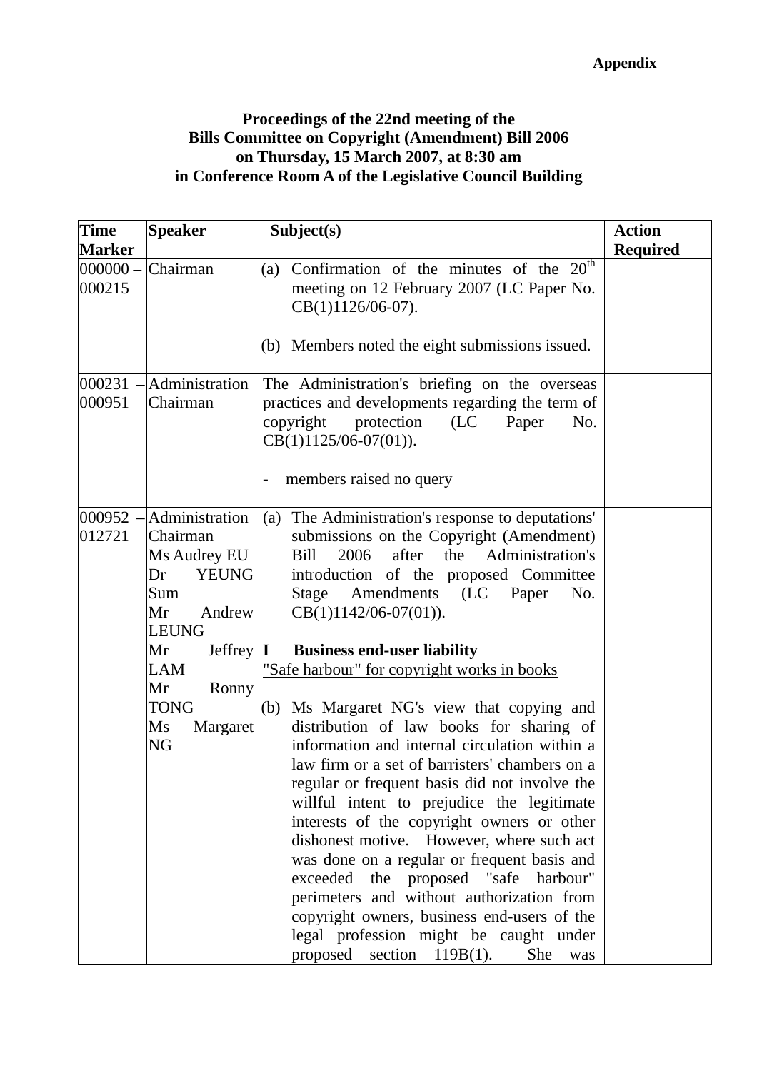**Appendix**

**Proceedings of the 22nd meeting of the Bills Committee on Copyright (Amendment) Bill 2006 on Thursday, 15 March 2007, at 8:30 am in Conference Room A of the Legislative Council Building**

| Time Marker | Speaker | Subject(s) | Action Required |
|---|---|---|---|
| 000000 – 000215 | Chairman | (a) Confirmation of the minutes of the 20th meeting on 12 February 2007 (LC Paper No. CB(1)1126/06-07).<br><br>(b) Members noted the eight submissions issued. | |
| 000231 – 000951 | Administration<br>Chairman | The Administration's briefing on the overseas practices and developments regarding the term of copyright protection (LC Paper No. CB(1)1125/06-07(01)).<br><br>- members raised no query | |
| 000952 – 012721 | Administration<br>Chairman<br>Ms Audrey EU<br>Dr YEUNG Sum<br>Mr Andrew LEUNG<br>Mr Jeffrey LAM<br>Mr Ronny TONG<br>Ms Margaret NG | (a) The Administration's response to deputations' submissions on the Copyright (Amendment) Bill 2006 after the Administration's introduction of the proposed Committee Stage Amendments (LC Paper No. CB(1)1142/06-07(01)).<br><br>**I Business end-user liability**<br><u>"Safe harbour" for copyright works in books</u><br><br>(b) Ms Margaret NG's view that copying and distribution of law books for sharing of information and internal circulation within a law firm or a set of barristers' chambers on a regular or frequent basis did not involve the willful intent to prejudice the legitimate interests of the copyright owners or other dishonest motive. However, where such act was done on a regular or frequent basis and exceeded the proposed "safe harbour" perimeters and without authorization from copyright owners, business end-users of the legal profession might be caught under proposed section 119B(1). She was | |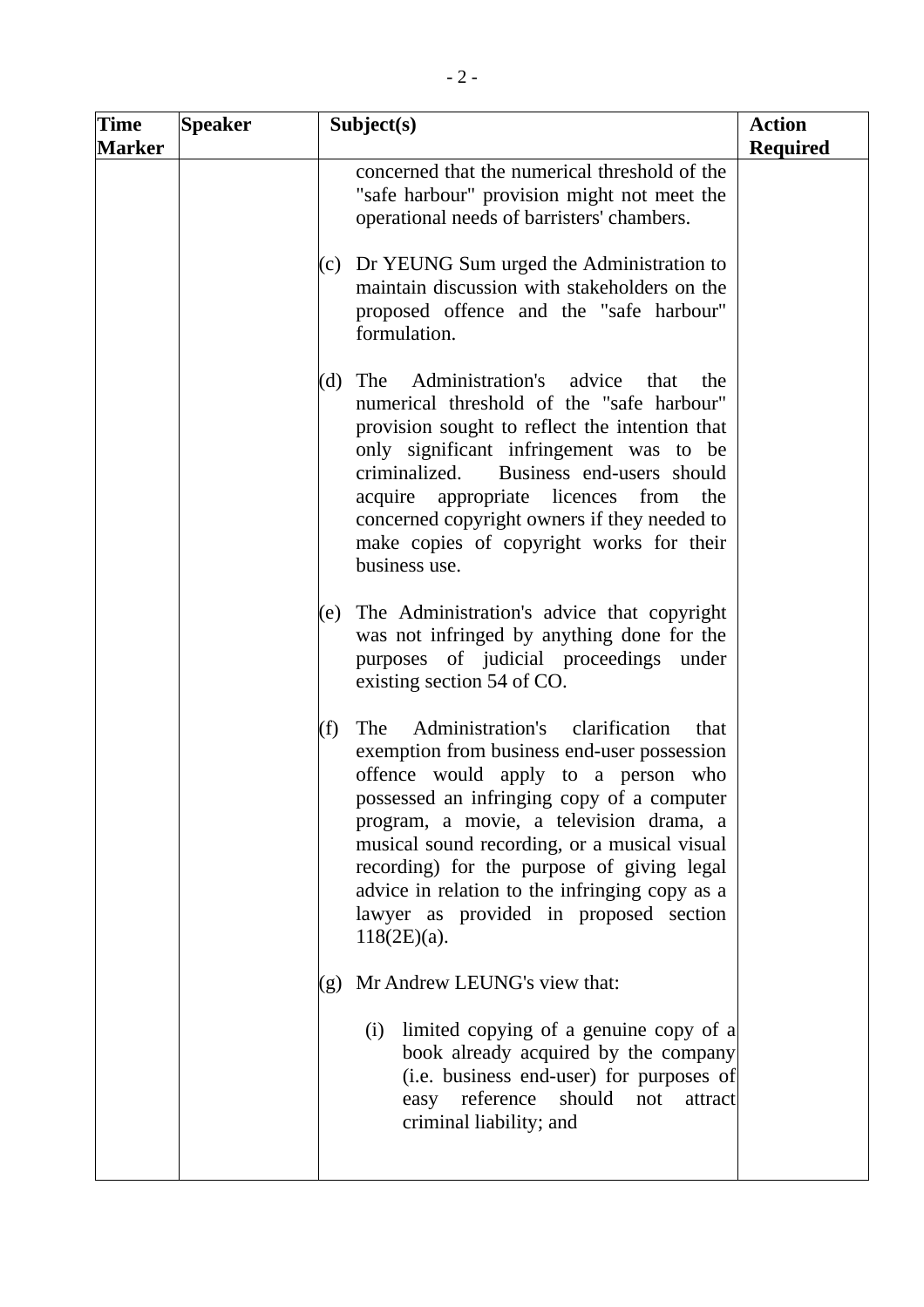| Time Marker | Speaker | Subject(s) | Action Required |
|---|---|---|---|
| | | concerned that the numerical threshold of the "safe harbour" provision might not meet the operational needs of barristers' chambers.<br><br>(c) Dr YEUNG Sum urged the Administration to maintain discussion with stakeholders on the proposed offence and the "safe harbour" formulation.<br><br>(d) The Administration's advice that the numerical threshold of the "safe harbour" provision sought to reflect the intention that only significant infringement was to be criminalized. Business end-users should acquire appropriate licences from the concerned copyright owners if they needed to make copies of copyright works for their business use.<br><br>(e) The Administration's advice that copyright was not infringed by anything done for the purposes of judicial proceedings under existing section 54 of CO.<br><br>(f) The Administration's clarification that exemption from business end-user possession offence would apply to a person who possessed an infringing copy of a computer program, a movie, a television drama, a musical sound recording, or a musical visual recording) for the purpose of giving legal advice in relation to the infringing copy as a lawyer as provided in proposed section 118(2E)(a).<br><br>(g) Mr Andrew LEUNG's view that:<br><br>(i) limited copying of a genuine copy of a book already acquired by the company (i.e. business end-user) for purposes of easy reference should not attract criminal liability; and | |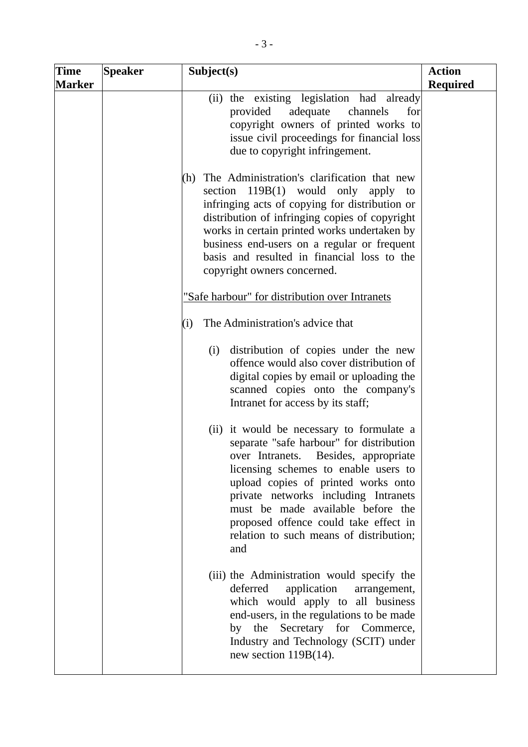| Time Marker | Speaker | Subject(s) | Action Required |
|---|---|---|---|
| | | (ii) the existing legislation had already provided adequate channels for copyright owners of printed works to issue civil proceedings for financial loss due to copyright infringement.<br><br>(h) The Administration's clarification that new section 119B(1) would only apply to infringing acts of copying for distribution or distribution of infringing copies of copyright works in certain printed works undertaken by business end-users on a regular or frequent basis and resulted in financial loss to the copyright owners concerned.<br><br><u>"Safe harbour" for distribution over Intranets</u><br><br>(i) The Administration's advice that<br><br>(i) distribution of copies under the new offence would also cover distribution of digital copies by email or uploading the scanned copies onto the company's Intranet for access by its staff;<br><br>(ii) it would be necessary to formulate a separate "safe harbour" for distribution over Intranets. Besides, appropriate licensing schemes to enable users to upload copies of printed works onto private networks including Intranets must be made available before the proposed offence could take effect in relation to such means of distribution; and<br><br>(iii) the Administration would specify the deferred application arrangement, which would apply to all business end-users, in the regulations to be made by the Secretary for Commerce, Industry and Technology (SCIT) under new section 119B(14). | |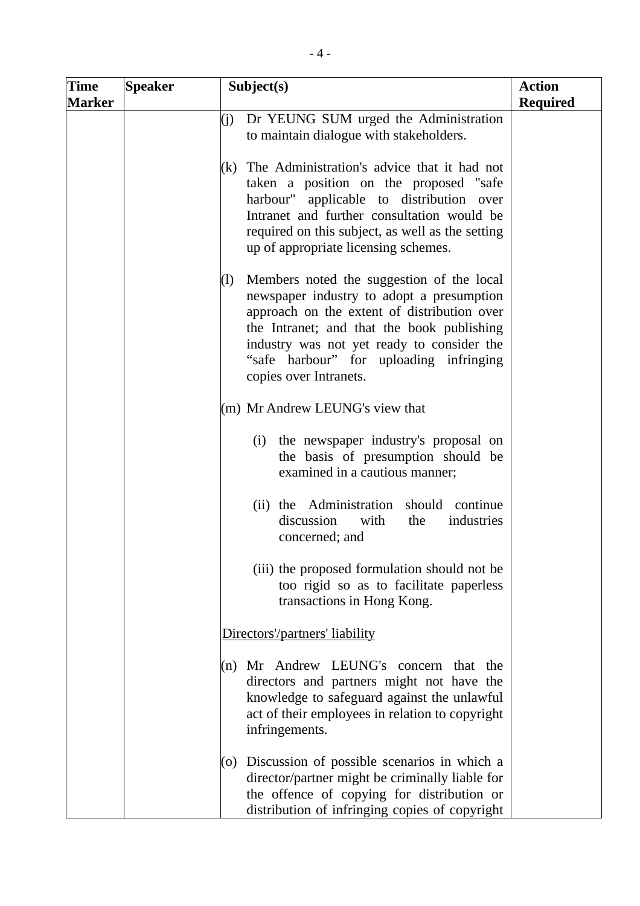| Time Marker | Speaker | Subject(s) | Action Required |
|---|---|---|---|
| | | (j) Dr YEUNG SUM urged the Administration to maintain dialogue with stakeholders.<br><br>(k) The Administration's advice that it had not taken a position on the proposed "safe harbour" applicable to distribution over Intranet and further consultation would be required on this subject, as well as the setting up of appropriate licensing schemes.<br><br>(l) Members noted the suggestion of the local newspaper industry to adopt a presumption approach on the extent of distribution over the Intranet; and that the book publishing industry was not yet ready to consider the "safe harbour" for uploading infringing copies over Intranets.<br><br>(m) Mr Andrew LEUNG's view that<br><br>(i) the newspaper industry's proposal on the basis of presumption should be examined in a cautious manner;<br><br>(ii) the Administration should continue discussion with the industries concerned; and<br><br>(iii) the proposed formulation should not be too rigid so as to facilitate paperless transactions in Hong Kong.<br><br><u>Directors'/partners' liability</u><br><br>(n) Mr Andrew LEUNG's concern that the directors and partners might not have the knowledge to safeguard against the unlawful act of their employees in relation to copyright infringements.<br><br>(o) Discussion of possible scenarios in which a director/partner might be criminally liable for the offence of copying for distribution or distribution of infringing copies of copyright | |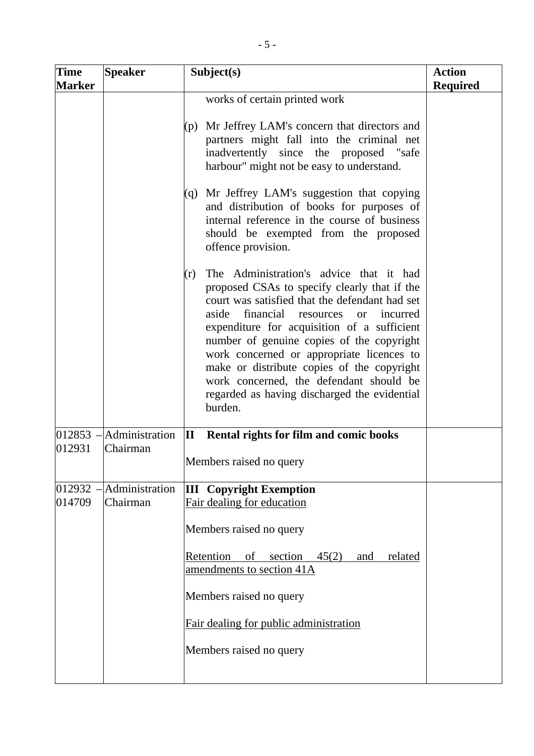| Time Marker | Speaker | Subject(s) | Action Required |
|---|---|---|---|
| | | works of certain printed work<br><br>(p) Mr Jeffrey LAM's concern that directors and partners might fall into the criminal net inadvertently since the proposed "safe harbour" might not be easy to understand.<br><br>(q) Mr Jeffrey LAM's suggestion that copying and distribution of books for purposes of internal reference in the course of business should be exempted from the proposed offence provision.<br><br>(r) The Administration's advice that it had proposed CSAs to specify clearly that if the court was satisfied that the defendant had set aside financial resources or incurred expenditure for acquisition of a sufficient number of genuine copies of the copyright work concerned or appropriate licences to make or distribute copies of the copyright work concerned, the defendant should be regarded as having discharged the evidential burden. | |
| 012853 – 012931 | Administration Chairman | **II Rental rights for film and comic books**<br><br>Members raised no query | |
| 012932 – 014709 | Administration Chairman | **III Copyright Exemption**<br><u>Fair dealing for education</u><br><br>Members raised no query<br><br><u>Retention of section 45(2) and related amendments to section 41A</u><br><br>Members raised no query<br><br><u>Fair dealing for public administration</u><br><br>Members raised no query | |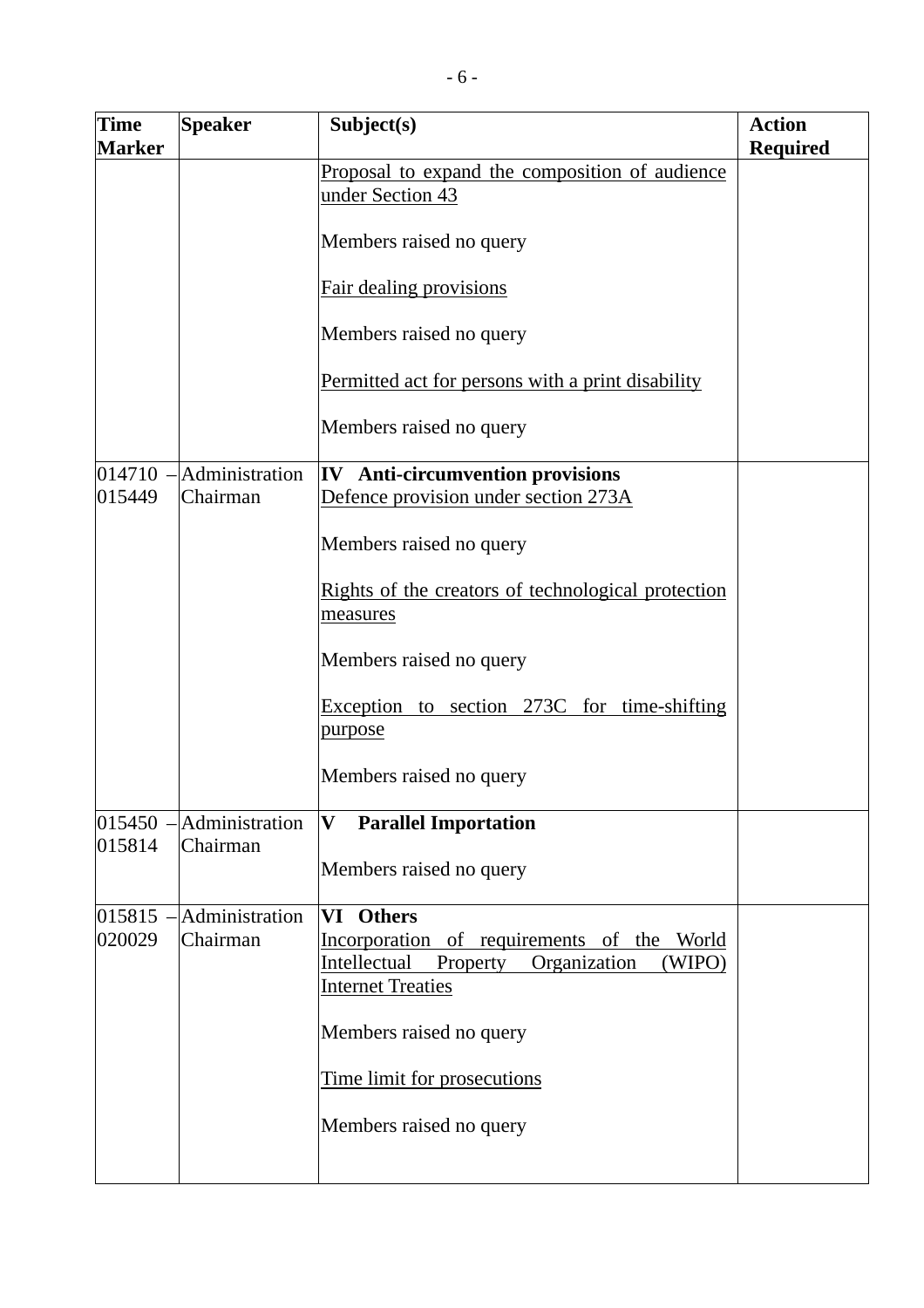| Time Marker | Speaker | Subject(s) | Action Required |
|---|---|---|---|
| | | Proposal to expand the composition of audience under Section 43<br><br>Members raised no query<br><br>Fair dealing provisions<br><br>Members raised no query<br><br>Permitted act for persons with a print disability<br><br>Members raised no query | |
| 014710 – 015449 | Administration<br>Chairman | **IV Anti-circumvention provisions**<br>Defence provision under section 273A<br><br>Members raised no query<br><br>Rights of the creators of technological protection measures<br><br>Members raised no query<br><br>Exception to section 273C for time-shifting purpose<br><br>Members raised no query | |
| 015450 – 015814 | Administration<br>Chairman | **V Parallel Importation**<br><br>Members raised no query | |
| 015815 – 020029 | Administration<br>Chairman | **VI Others**<br>Incorporation of requirements of the World Intellectual Property Organization (WIPO) Internet Treaties<br><br>Members raised no query<br><br>Time limit for prosecutions<br><br>Members raised no query | |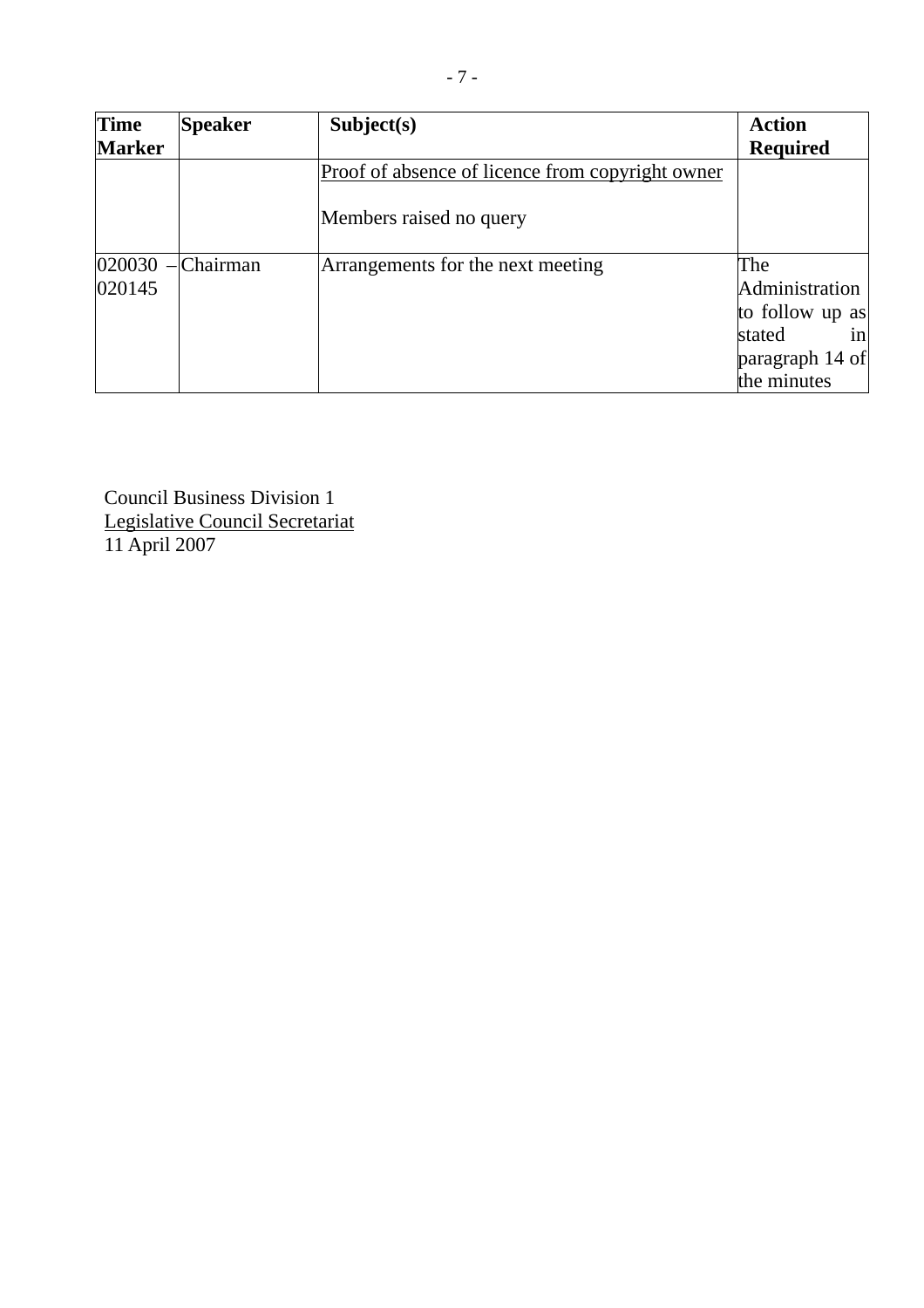| Time Marker | Speaker | Subject(s) | Action Required |
|---|---|---|---|
| | | Proof of absence of licence from copyright owner<br><br>Members raised no query | |
| 020030 – 020145 | Chairman | Arrangements for the next meeting | The Administration to follow up as stated in paragraph 14 of the minutes |

Council Business Division 1
Legislative Council Secretariat
11 April 2007